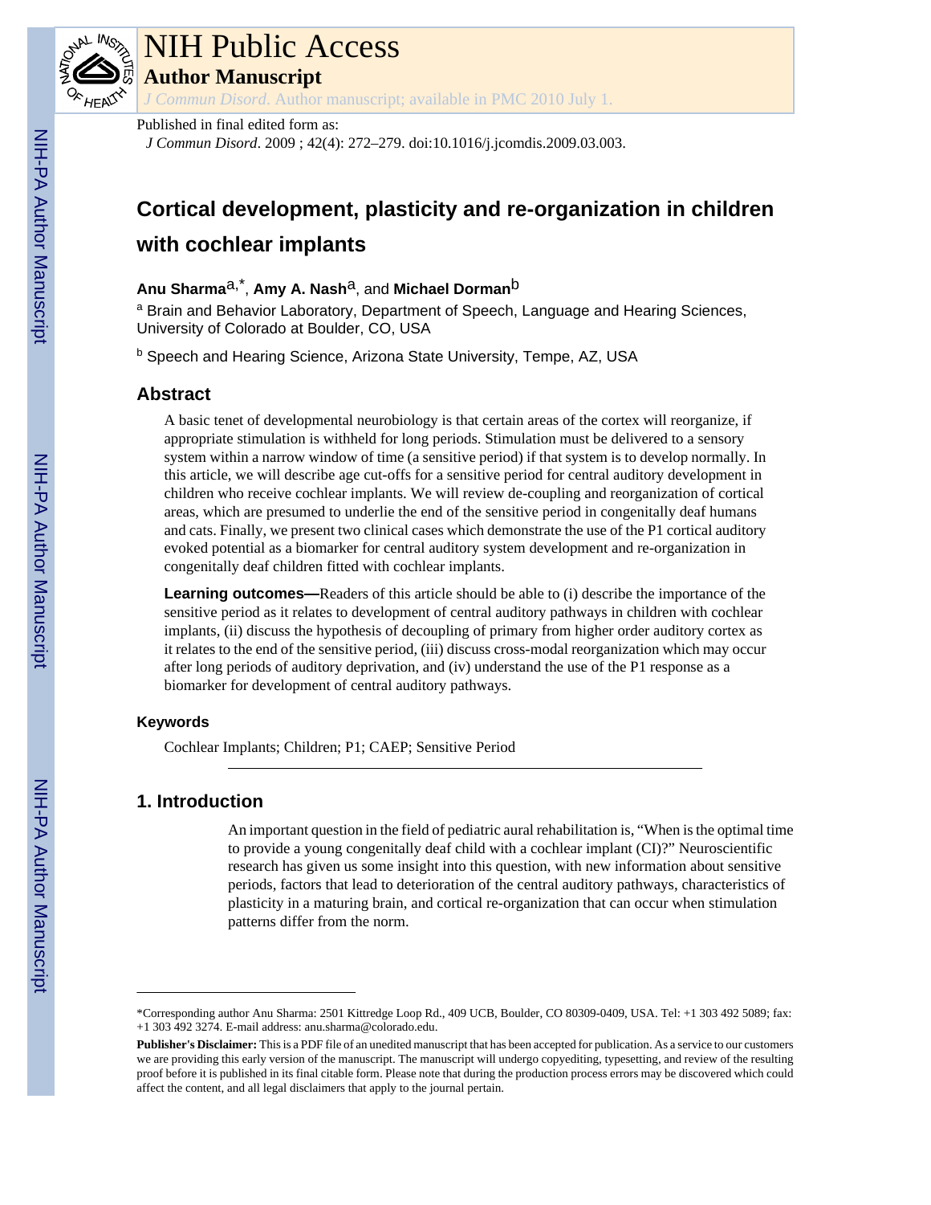Published in final edited form as:

*J Commun Disord*. 2009 ; 42(4): 272–279. doi:10.1016/j.jcomdis.2009.03.003.

# Cortical development, plasticity and re-organization in children with cochlear implants

**Anu Sharma**[a,*], **Amy A. Nash**[a], and **Michael Dorman**[b]

[a] Brain and Behavior Laboratory, Department of Speech, Language and Hearing Sciences, University of Colorado at Boulder, CO, USA

[b] Speech and Hearing Science, Arizona State University, Tempe, AZ, USA

## Abstract

A basic tenet of developmental neurobiology is that certain areas of the cortex will reorganize, if appropriate stimulation is withheld for long periods. Stimulation must be delivered to a sensory system within a narrow window of time (a sensitive period) if that system is to develop normally. In this article, we will describe age cut-offs for a sensitive period for central auditory development in children who receive cochlear implants. We will review de-coupling and reorganization of cortical areas, which are presumed to underlie the end of the sensitive period in congenitally deaf humans and cats. Finally, we present two clinical cases which demonstrate the use of the P1 cortical auditory evoked potential as a biomarker for central auditory system development and re-organization in congenitally deaf children fitted with cochlear implants.

**Learning outcomes—**Readers of this article should be able to (i) describe the importance of the sensitive period as it relates to development of central auditory pathways in children with cochlear implants, (ii) discuss the hypothesis of decoupling of primary from higher order auditory cortex as it relates to the end of the sensitive period, (iii) discuss cross-modal reorganization which may occur after long periods of auditory deprivation, and (iv) understand the use of the P1 response as a biomarker for development of central auditory pathways.

### Keywords

Cochlear Implants; Children; P1; CAEP; Sensitive Period

## 1. Introduction

An important question in the field of pediatric aural rehabilitation is, "When is the optimal time to provide a young congenitally deaf child with a cochlear implant (CI)?" Neuroscientific research has given us some insight into this question, with new information about sensitive periods, factors that lead to deterioration of the central auditory pathways, characteristics of plasticity in a maturing brain, and cortical re-organization that can occur when stimulation patterns differ from the norm.

---

*Corresponding author Anu Sharma: 2501 Kittredge Loop Rd., 409 UCB, Boulder, CO 80309-0409, USA. Tel: +1 303 492 5089; fax: +1 303 492 3274. E-mail address: anu.sharma@colorado.edu.

**Publisher's Disclaimer:** This is a PDF file of an unedited manuscript that has been accepted for publication. As a service to our customers we are providing this early version of the manuscript. The manuscript will undergo copyediting, typesetting, and review of the resulting proof before it is published in its final citable form. Please note that during the production process errors may be discovered which could affect the content, and all legal disclaimers that apply to the journal pertain.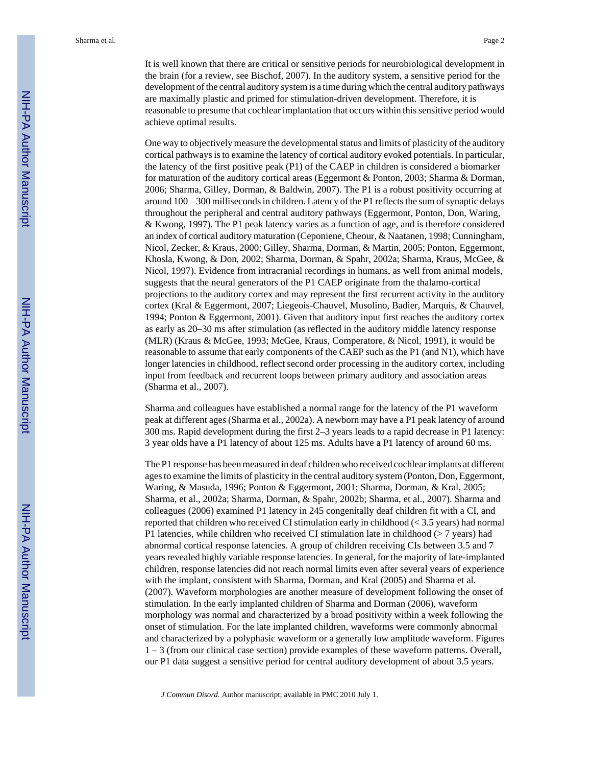It is well known that there are critical or sensitive periods for neurobiological development in the brain (for a review, see Bischof, 2007). In the auditory system, a sensitive period for the development of the central auditory system is a time during which the central auditory pathways are maximally plastic and primed for stimulation-driven development. Therefore, it is reasonable to presume that cochlear implantation that occurs within this sensitive period would achieve optimal results.

One way to objectively measure the developmental status and limits of plasticity of the auditory cortical pathways is to examine the latency of cortical auditory evoked potentials. In particular, the latency of the first positive peak (P1) of the CAEP in children is considered a biomarker for maturation of the auditory cortical areas (Eggermont & Ponton, 2003; Sharma & Dorman, 2006; Sharma, Gilley, Dorman, & Baldwin, 2007). The P1 is a robust positivity occurring at around 100 – 300 milliseconds in children. Latency of the P1 reflects the sum of synaptic delays throughout the peripheral and central auditory pathways (Eggermont, Ponton, Don, Waring, & Kwong, 1997). The P1 peak latency varies as a function of age, and is therefore considered an index of cortical auditory maturation (Ceponiene, Cheour, & Naatanen, 1998; Cunningham, Nicol, Zecker, & Kraus, 2000; Gilley, Sharma, Dorman, & Martin, 2005; Ponton, Eggermont, Khosla, Kwong, & Don, 2002; Sharma, Dorman, & Spahr, 2002a; Sharma, Kraus, McGee, & Nicol, 1997). Evidence from intracranial recordings in humans, as well from animal models, suggests that the neural generators of the P1 CAEP originate from the thalamo-cortical projections to the auditory cortex and may represent the first recurrent activity in the auditory cortex (Kral & Eggermont, 2007; Liegeois-Chauvel, Musolino, Badier, Marquis, & Chauvel, 1994; Ponton & Eggermont, 2001). Given that auditory input first reaches the auditory cortex as early as 20–30 ms after stimulation (as reflected in the auditory middle latency response (MLR) (Kraus & McGee, 1993; McGee, Kraus, Comperatore, & Nicol, 1991), it would be reasonable to assume that early components of the CAEP such as the P1 (and N1), which have longer latencies in childhood, reflect second order processing in the auditory cortex, including input from feedback and recurrent loops between primary auditory and association areas (Sharma et al., 2007).

Sharma and colleagues have established a normal range for the latency of the P1 waveform peak at different ages (Sharma et al., 2002a). A newborn may have a P1 peak latency of around 300 ms. Rapid development during the first 2–3 years leads to a rapid decrease in P1 latency: 3 year olds have a P1 latency of about 125 ms. Adults have a P1 latency of around 60 ms.

The P1 response has been measured in deaf children who received cochlear implants at different ages to examine the limits of plasticity in the central auditory system (Ponton, Don, Eggermont, Waring, & Masuda, 1996; Ponton & Eggermont, 2001; Sharma, Dorman, & Kral, 2005; Sharma, et al., 2002a; Sharma, Dorman, & Spahr, 2002b; Sharma, et al., 2007). Sharma and colleagues (2006) examined P1 latency in 245 congenitally deaf children fit with a CI, and reported that children who received CI stimulation early in childhood (< 3.5 years) had normal P1 latencies, while children who received CI stimulation late in childhood (> 7 years) had abnormal cortical response latencies. A group of children receiving CIs between 3.5 and 7 years revealed highly variable response latencies. In general, for the majority of late-implanted children, response latencies did not reach normal limits even after several years of experience with the implant, consistent with Sharma, Dorman, and Kral (2005) and Sharma et al. (2007). Waveform morphologies are another measure of development following the onset of stimulation. In the early implanted children of Sharma and Dorman (2006), waveform morphology was normal and characterized by a broad positivity within a week following the onset of stimulation. For the late implanted children, waveforms were commonly abnormal and characterized by a polyphasic waveform or a generally low amplitude waveform. Figures 1 – 3 (from our clinical case section) provide examples of these waveform patterns. Overall, our P1 data suggest a sensitive period for central auditory development of about 3.5 years.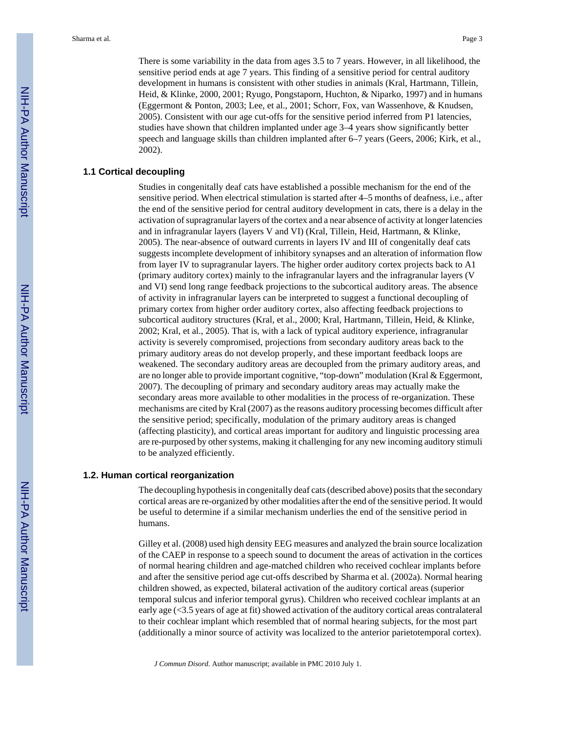There is some variability in the data from ages 3.5 to 7 years. However, in all likelihood, the sensitive period ends at age 7 years. This finding of a sensitive period for central auditory development in humans is consistent with other studies in animals (Kral, Hartmann, Tillein, Heid, & Klinke, 2000, 2001; Ryugo, Pongstaporn, Huchton, & Niparko, 1997) and in humans (Eggermont & Ponton, 2003; Lee, et al., 2001; Schorr, Fox, van Wassenhove, & Knudsen, 2005). Consistent with our age cut-offs for the sensitive period inferred from P1 latencies, studies have shown that children implanted under age 3–4 years show significantly better speech and language skills than children implanted after 6–7 years (Geers, 2006; Kirk, et al., 2002).

## 1.1 Cortical decoupling

Studies in congenitally deaf cats have established a possible mechanism for the end of the sensitive period. When electrical stimulation is started after 4–5 months of deafness, i.e., after the end of the sensitive period for central auditory development in cats, there is a delay in the activation of supragranular layers of the cortex and a near absence of activity at longer latencies and in infragranular layers (layers V and VI) (Kral, Tillein, Heid, Hartmann, & Klinke, 2005). The near-absence of outward currents in layers IV and III of congenitally deaf cats suggests incomplete development of inhibitory synapses and an alteration of information flow from layer IV to supragranular layers. The higher order auditory cortex projects back to A1 (primary auditory cortex) mainly to the infragranular layers and the infragranular layers (V and VI) send long range feedback projections to the subcortical auditory areas. The absence of activity in infragranular layers can be interpreted to suggest a functional decoupling of primary cortex from higher order auditory cortex, also affecting feedback projections to subcortical auditory structures (Kral, et al., 2000; Kral, Hartmann, Tillein, Heid, & Klinke, 2002; Kral, et al., 2005). That is, with a lack of typical auditory experience, infragranular activity is severely compromised, projections from secondary auditory areas back to the primary auditory areas do not develop properly, and these important feedback loops are weakened. The secondary auditory areas are decoupled from the primary auditory areas, and are no longer able to provide important cognitive, "top-down" modulation (Kral & Eggermont, 2007). The decoupling of primary and secondary auditory areas may actually make the secondary areas more available to other modalities in the process of re-organization. These mechanisms are cited by Kral (2007) as the reasons auditory processing becomes difficult after the sensitive period; specifically, modulation of the primary auditory areas is changed (affecting plasticity), and cortical areas important for auditory and linguistic processing area are re-purposed by other systems, making it challenging for any new incoming auditory stimuli to be analyzed efficiently.

## 1.2. Human cortical reorganization

The decoupling hypothesis in congenitally deaf cats (described above) posits that the secondary cortical areas are re-organized by other modalities after the end of the sensitive period. It would be useful to determine if a similar mechanism underlies the end of the sensitive period in humans.

Gilley et al. (2008) used high density EEG measures and analyzed the brain source localization of the CAEP in response to a speech sound to document the areas of activation in the cortices of normal hearing children and age-matched children who received cochlear implants before and after the sensitive period age cut-offs described by Sharma et al. (2002a). Normal hearing children showed, as expected, bilateral activation of the auditory cortical areas (superior temporal sulcus and inferior temporal gyrus). Children who received cochlear implants at an early age (<3.5 years of age at fit) showed activation of the auditory cortical areas contralateral to their cochlear implant which resembled that of normal hearing subjects, for the most part (additionally a minor source of activity was localized to the anterior parietotemporal cortex).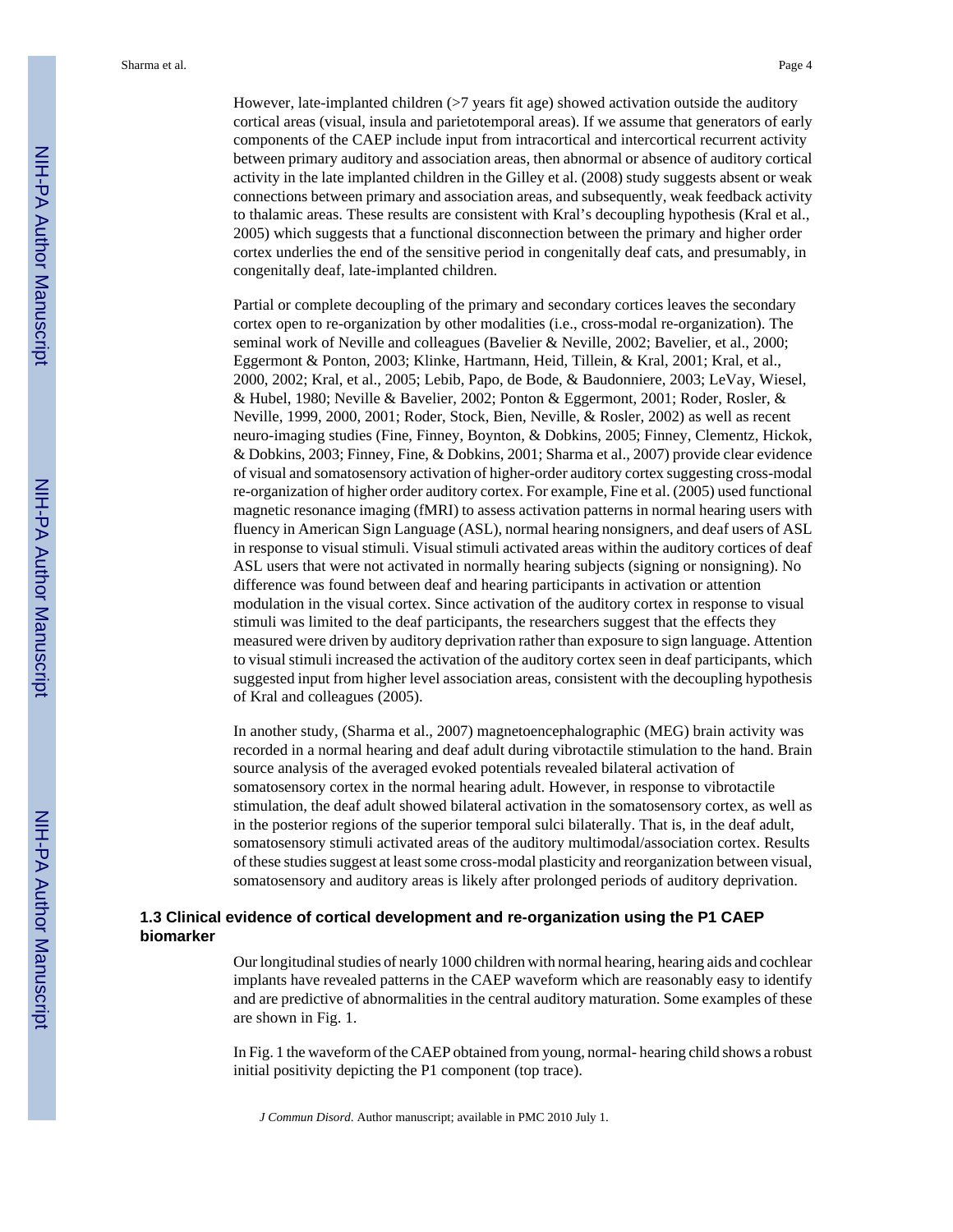However, late-implanted children (>7 years fit age) showed activation outside the auditory cortical areas (visual, insula and parietotemporal areas). If we assume that generators of early components of the CAEP include input from intracortical and intercortical recurrent activity between primary auditory and association areas, then abnormal or absence of auditory cortical activity in the late implanted children in the Gilley et al. (2008) study suggests absent or weak connections between primary and association areas, and subsequently, weak feedback activity to thalamic areas. These results are consistent with Kral's decoupling hypothesis (Kral et al., 2005) which suggests that a functional disconnection between the primary and higher order cortex underlies the end of the sensitive period in congenitally deaf cats, and presumably, in congenitally deaf, late-implanted children.

Partial or complete decoupling of the primary and secondary cortices leaves the secondary cortex open to re-organization by other modalities (i.e., cross-modal re-organization). The seminal work of Neville and colleagues (Bavelier & Neville, 2002; Bavelier, et al., 2000; Eggermont & Ponton, 2003; Klinke, Hartmann, Heid, Tillein, & Kral, 2001; Kral, et al., 2000, 2002; Kral, et al., 2005; Lebib, Papo, de Bode, & Baudonniere, 2003; LeVay, Wiesel, & Hubel, 1980; Neville & Bavelier, 2002; Ponton & Eggermont, 2001; Roder, Rosler, & Neville, 1999, 2000, 2001; Roder, Stock, Bien, Neville, & Rosler, 2002) as well as recent neuro-imaging studies (Fine, Finney, Boynton, & Dobkins, 2005; Finney, Clementz, Hickok, & Dobkins, 2003; Finney, Fine, & Dobkins, 2001; Sharma et al., 2007) provide clear evidence of visual and somatosensory activation of higher-order auditory cortex suggesting cross-modal re-organization of higher order auditory cortex. For example, Fine et al. (2005) used functional magnetic resonance imaging (fMRI) to assess activation patterns in normal hearing users with fluency in American Sign Language (ASL), normal hearing nonsigners, and deaf users of ASL in response to visual stimuli. Visual stimuli activated areas within the auditory cortices of deaf ASL users that were not activated in normally hearing subjects (signing or nonsigning). No difference was found between deaf and hearing participants in activation or attention modulation in the visual cortex. Since activation of the auditory cortex in response to visual stimuli was limited to the deaf participants, the researchers suggest that the effects they measured were driven by auditory deprivation rather than exposure to sign language. Attention to visual stimuli increased the activation of the auditory cortex seen in deaf participants, which suggested input from higher level association areas, consistent with the decoupling hypothesis of Kral and colleagues (2005).

In another study, (Sharma et al., 2007) magnetoencephalographic (MEG) brain activity was recorded in a normal hearing and deaf adult during vibrotactile stimulation to the hand. Brain source analysis of the averaged evoked potentials revealed bilateral activation of somatosensory cortex in the normal hearing adult. However, in response to vibrotactile stimulation, the deaf adult showed bilateral activation in the somatosensory cortex, as well as in the posterior regions of the superior temporal sulci bilaterally. That is, in the deaf adult, somatosensory stimuli activated areas of the auditory multimodal/association cortex. Results of these studies suggest at least some cross-modal plasticity and reorganization between visual, somatosensory and auditory areas is likely after prolonged periods of auditory deprivation.

### 1.3 Clinical evidence of cortical development and re-organization using the P1 CAEP biomarker

Our longitudinal studies of nearly 1000 children with normal hearing, hearing aids and cochlear implants have revealed patterns in the CAEP waveform which are reasonably easy to identify and are predictive of abnormalities in the central auditory maturation. Some examples of these are shown in Fig. 1.

In Fig. 1 the waveform of the CAEP obtained from young, normal- hearing child shows a robust initial positivity depicting the P1 component (top trace).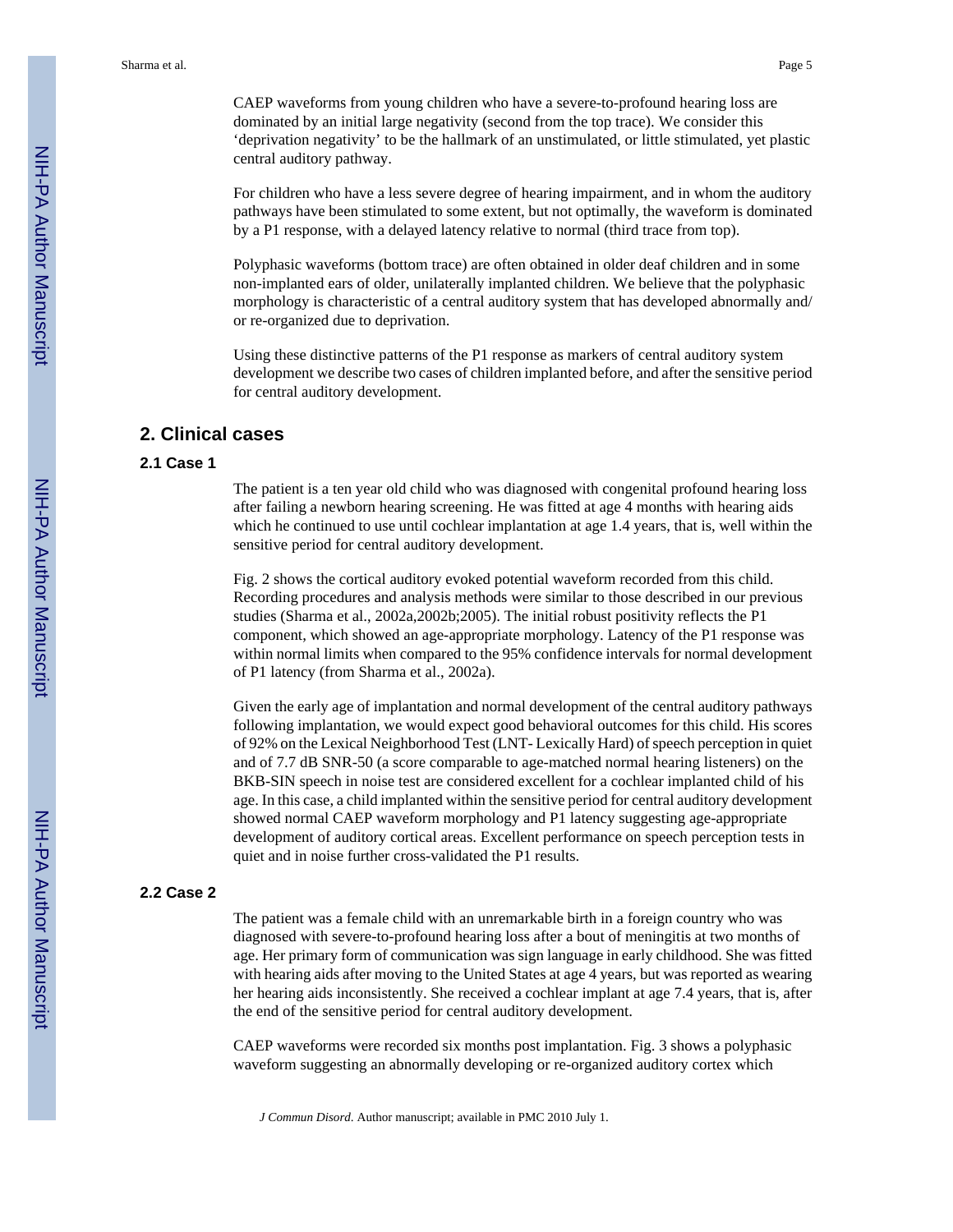CAEP waveforms from young children who have a severe-to-profound hearing loss are dominated by an initial large negativity (second from the top trace). We consider this 'deprivation negativity' to be the hallmark of an unstimulated, or little stimulated, yet plastic central auditory pathway.

For children who have a less severe degree of hearing impairment, and in whom the auditory pathways have been stimulated to some extent, but not optimally, the waveform is dominated by a P1 response, with a delayed latency relative to normal (third trace from top).

Polyphasic waveforms (bottom trace) are often obtained in older deaf children and in some non-implanted ears of older, unilaterally implanted children. We believe that the polyphasic morphology is characteristic of a central auditory system that has developed abnormally and/or re-organized due to deprivation.

Using these distinctive patterns of the P1 response as markers of central auditory system development we describe two cases of children implanted before, and after the sensitive period for central auditory development.

## 2. Clinical cases

### 2.1 Case 1

The patient is a ten year old child who was diagnosed with congenital profound hearing loss after failing a newborn hearing screening. He was fitted at age 4 months with hearing aids which he continued to use until cochlear implantation at age 1.4 years, that is, well within the sensitive period for central auditory development.

Fig. 2 shows the cortical auditory evoked potential waveform recorded from this child. Recording procedures and analysis methods were similar to those described in our previous studies (Sharma et al., 2002a,2002b;2005). The initial robust positivity reflects the P1 component, which showed an age-appropriate morphology. Latency of the P1 response was within normal limits when compared to the 95% confidence intervals for normal development of P1 latency (from Sharma et al., 2002a).

Given the early age of implantation and normal development of the central auditory pathways following implantation, we would expect good behavioral outcomes for this child. His scores of 92% on the Lexical Neighborhood Test (LNT- Lexically Hard) of speech perception in quiet and of 7.7 dB SNR-50 (a score comparable to age-matched normal hearing listeners) on the BKB-SIN speech in noise test are considered excellent for a cochlear implanted child of his age. In this case, a child implanted within the sensitive period for central auditory development showed normal CAEP waveform morphology and P1 latency suggesting age-appropriate development of auditory cortical areas. Excellent performance on speech perception tests in quiet and in noise further cross-validated the P1 results.

### 2.2 Case 2

The patient was a female child with an unremarkable birth in a foreign country who was diagnosed with severe-to-profound hearing loss after a bout of meningitis at two months of age. Her primary form of communication was sign language in early childhood. She was fitted with hearing aids after moving to the United States at age 4 years, but was reported as wearing her hearing aids inconsistently. She received a cochlear implant at age 7.4 years, that is, after the end of the sensitive period for central auditory development.

CAEP waveforms were recorded six months post implantation. Fig. 3 shows a polyphasic waveform suggesting an abnormally developing or re-organized auditory cortex which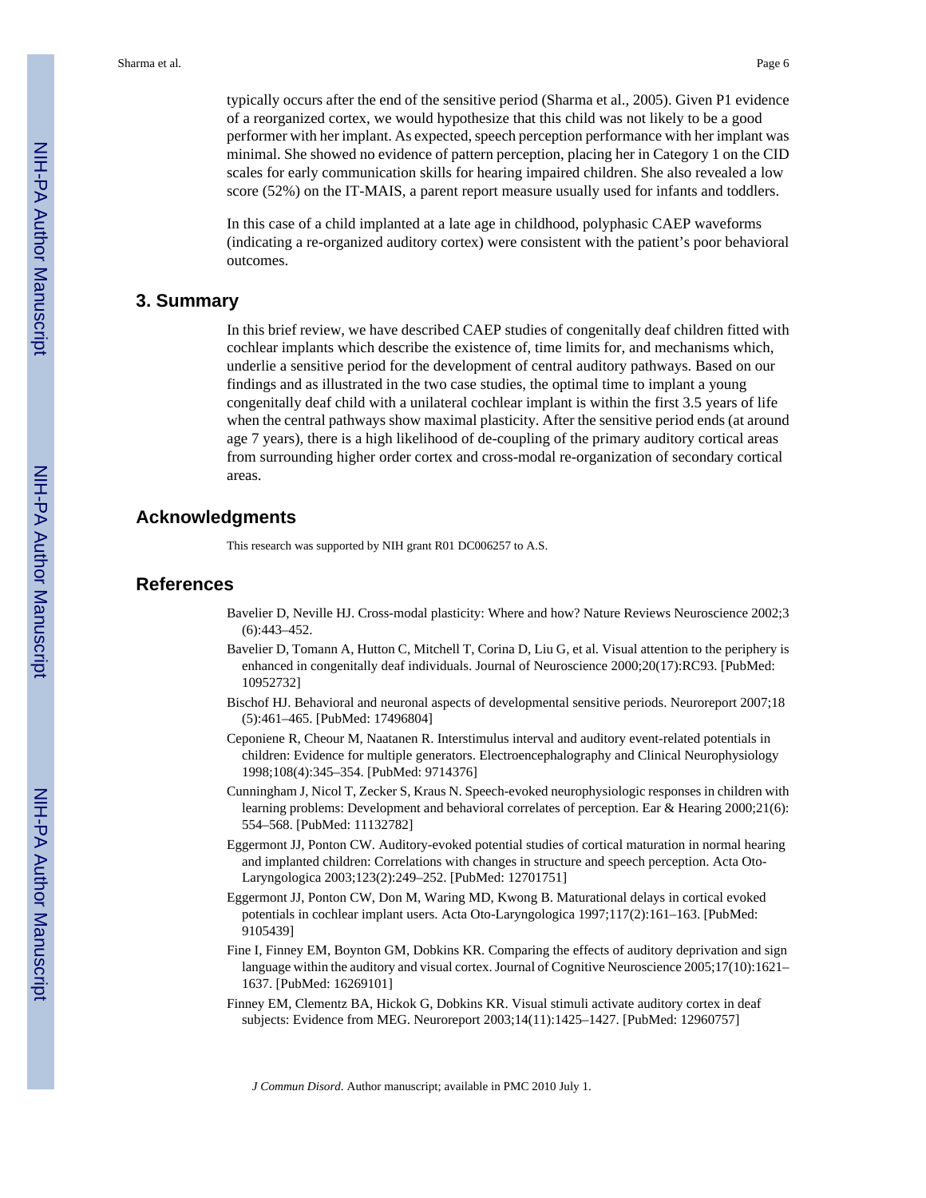typically occurs after the end of the sensitive period (Sharma et al., 2005). Given P1 evidence of a reorganized cortex, we would hypothesize that this child was not likely to be a good performer with her implant. As expected, speech perception performance with her implant was minimal. She showed no evidence of pattern perception, placing her in Category 1 on the CID scales for early communication skills for hearing impaired children. She also revealed a low score (52%) on the IT-MAIS, a parent report measure usually used for infants and toddlers.

In this case of a child implanted at a late age in childhood, polyphasic CAEP waveforms (indicating a re-organized auditory cortex) were consistent with the patient's poor behavioral outcomes.

## 3. Summary

In this brief review, we have described CAEP studies of congenitally deaf children fitted with cochlear implants which describe the existence of, time limits for, and mechanisms which, underlie a sensitive period for the development of central auditory pathways. Based on our findings and as illustrated in the two case studies, the optimal time to implant a young congenitally deaf child with a unilateral cochlear implant is within the first 3.5 years of life when the central pathways show maximal plasticity. After the sensitive period ends (at around age 7 years), there is a high likelihood of de-coupling of the primary auditory cortical areas from surrounding higher order cortex and cross-modal re-organization of secondary cortical areas.

## Acknowledgments

This research was supported by NIH grant R01 DC006257 to A.S.

## References

Bavelier D, Neville HJ. Cross-modal plasticity: Where and how? Nature Reviews Neuroscience 2002;3 (6):443–452.

Bavelier D, Tomann A, Hutton C, Mitchell T, Corina D, Liu G, et al. Visual attention to the periphery is enhanced in congenitally deaf individuals. Journal of Neuroscience 2000;20(17):RC93. [PubMed: 10952732]

Bischof HJ. Behavioral and neuronal aspects of developmental sensitive periods. Neuroreport 2007;18 (5):461–465. [PubMed: 17496804]

Ceponiene R, Cheour M, Naatanen R. Interstimulus interval and auditory event-related potentials in children: Evidence for multiple generators. Electroencephalography and Clinical Neurophysiology 1998;108(4):345–354. [PubMed: 9714376]

Cunningham J, Nicol T, Zecker S, Kraus N. Speech-evoked neurophysiologic responses in children with learning problems: Development and behavioral correlates of perception. Ear & Hearing 2000;21(6): 554–568. [PubMed: 11132782]

Eggermont JJ, Ponton CW. Auditory-evoked potential studies of cortical maturation in normal hearing and implanted children: Correlations with changes in structure and speech perception. Acta Oto-Laryngologica 2003;123(2):249–252. [PubMed: 12701751]

Eggermont JJ, Ponton CW, Don M, Waring MD, Kwong B. Maturational delays in cortical evoked potentials in cochlear implant users. Acta Oto-Laryngologica 1997;117(2):161–163. [PubMed: 9105439]

Fine I, Finney EM, Boynton GM, Dobkins KR. Comparing the effects of auditory deprivation and sign language within the auditory and visual cortex. Journal of Cognitive Neuroscience 2005;17(10):1621–1637. [PubMed: 16269101]

Finney EM, Clementz BA, Hickok G, Dobkins KR. Visual stimuli activate auditory cortex in deaf subjects: Evidence from MEG. Neuroreport 2003;14(11):1425–1427. [PubMed: 12960757]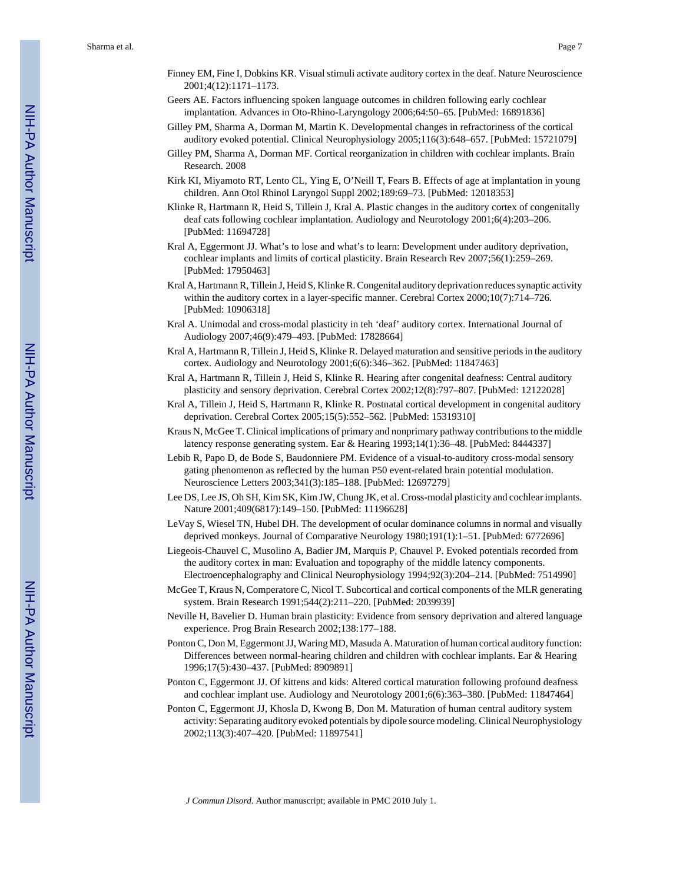Finney EM, Fine I, Dobkins KR. Visual stimuli activate auditory cortex in the deaf. Nature Neuroscience 2001;4(12):1171–1173.

Geers AE. Factors influencing spoken language outcomes in children following early cochlear implantation. Advances in Oto-Rhino-Laryngology 2006;64:50–65. [PubMed: 16891836]

Gilley PM, Sharma A, Dorman M, Martin K. Developmental changes in refractoriness of the cortical auditory evoked potential. Clinical Neurophysiology 2005;116(3):648–657. [PubMed: 15721079]

Gilley PM, Sharma A, Dorman MF. Cortical reorganization in children with cochlear implants. Brain Research. 2008

Kirk KI, Miyamoto RT, Lento CL, Ying E, O'Neill T, Fears B. Effects of age at implantation in young children. Ann Otol Rhinol Laryngol Suppl 2002;189:69–73. [PubMed: 12018353]

Klinke R, Hartmann R, Heid S, Tillein J, Kral A. Plastic changes in the auditory cortex of congenitally deaf cats following cochlear implantation. Audiology and Neurotology 2001;6(4):203–206. [PubMed: 11694728]

Kral A, Eggermont JJ. What's to lose and what's to learn: Development under auditory deprivation, cochlear implants and limits of cortical plasticity. Brain Research Rev 2007;56(1):259–269. [PubMed: 17950463]

Kral A, Hartmann R, Tillein J, Heid S, Klinke R. Congenital auditory deprivation reduces synaptic activity within the auditory cortex in a layer-specific manner. Cerebral Cortex 2000;10(7):714–726. [PubMed: 10906318]

Kral A. Unimodal and cross-modal plasticity in teh 'deaf' auditory cortex. International Journal of Audiology 2007;46(9):479–493. [PubMed: 17828664]

Kral A, Hartmann R, Tillein J, Heid S, Klinke R. Delayed maturation and sensitive periods in the auditory cortex. Audiology and Neurotology 2001;6(6):346–362. [PubMed: 11847463]

Kral A, Hartmann R, Tillein J, Heid S, Klinke R. Hearing after congenital deafness: Central auditory plasticity and sensory deprivation. Cerebral Cortex 2002;12(8):797–807. [PubMed: 12122028]

Kral A, Tillein J, Heid S, Hartmann R, Klinke R. Postnatal cortical development in congenital auditory deprivation. Cerebral Cortex 2005;15(5):552–562. [PubMed: 15319310]

Kraus N, McGee T. Clinical implications of primary and nonprimary pathway contributions to the middle latency response generating system. Ear & Hearing 1993;14(1):36–48. [PubMed: 8444337]

Lebib R, Papo D, de Bode S, Baudonniere PM. Evidence of a visual-to-auditory cross-modal sensory gating phenomenon as reflected by the human P50 event-related brain potential modulation. Neuroscience Letters 2003;341(3):185–188. [PubMed: 12697279]

Lee DS, Lee JS, Oh SH, Kim SK, Kim JW, Chung JK, et al. Cross-modal plasticity and cochlear implants. Nature 2001;409(6817):149–150. [PubMed: 11196628]

LeVay S, Wiesel TN, Hubel DH. The development of ocular dominance columns in normal and visually deprived monkeys. Journal of Comparative Neurology 1980;191(1):1–51. [PubMed: 6772696]

Liegeois-Chauvel C, Musolino A, Badier JM, Marquis P, Chauvel P. Evoked potentials recorded from the auditory cortex in man: Evaluation and topography of the middle latency components. Electroencephalography and Clinical Neurophysiology 1994;92(3):204–214. [PubMed: 7514990]

McGee T, Kraus N, Comperatore C, Nicol T. Subcortical and cortical components of the MLR generating system. Brain Research 1991;544(2):211–220. [PubMed: 2039939]

Neville H, Bavelier D. Human brain plasticity: Evidence from sensory deprivation and altered language experience. Prog Brain Research 2002;138:177–188.

Ponton C, Don M, Eggermont JJ, Waring MD, Masuda A. Maturation of human cortical auditory function: Differences between normal-hearing children and children with cochlear implants. Ear & Hearing 1996;17(5):430–437. [PubMed: 8909891]

Ponton C, Eggermont JJ. Of kittens and kids: Altered cortical maturation following profound deafness and cochlear implant use. Audiology and Neurotology 2001;6(6):363–380. [PubMed: 11847464]

Ponton C, Eggermont JJ, Khosla D, Kwong B, Don M. Maturation of human central auditory system activity: Separating auditory evoked potentials by dipole source modeling. Clinical Neurophysiology 2002;113(3):407–420. [PubMed: 11897541]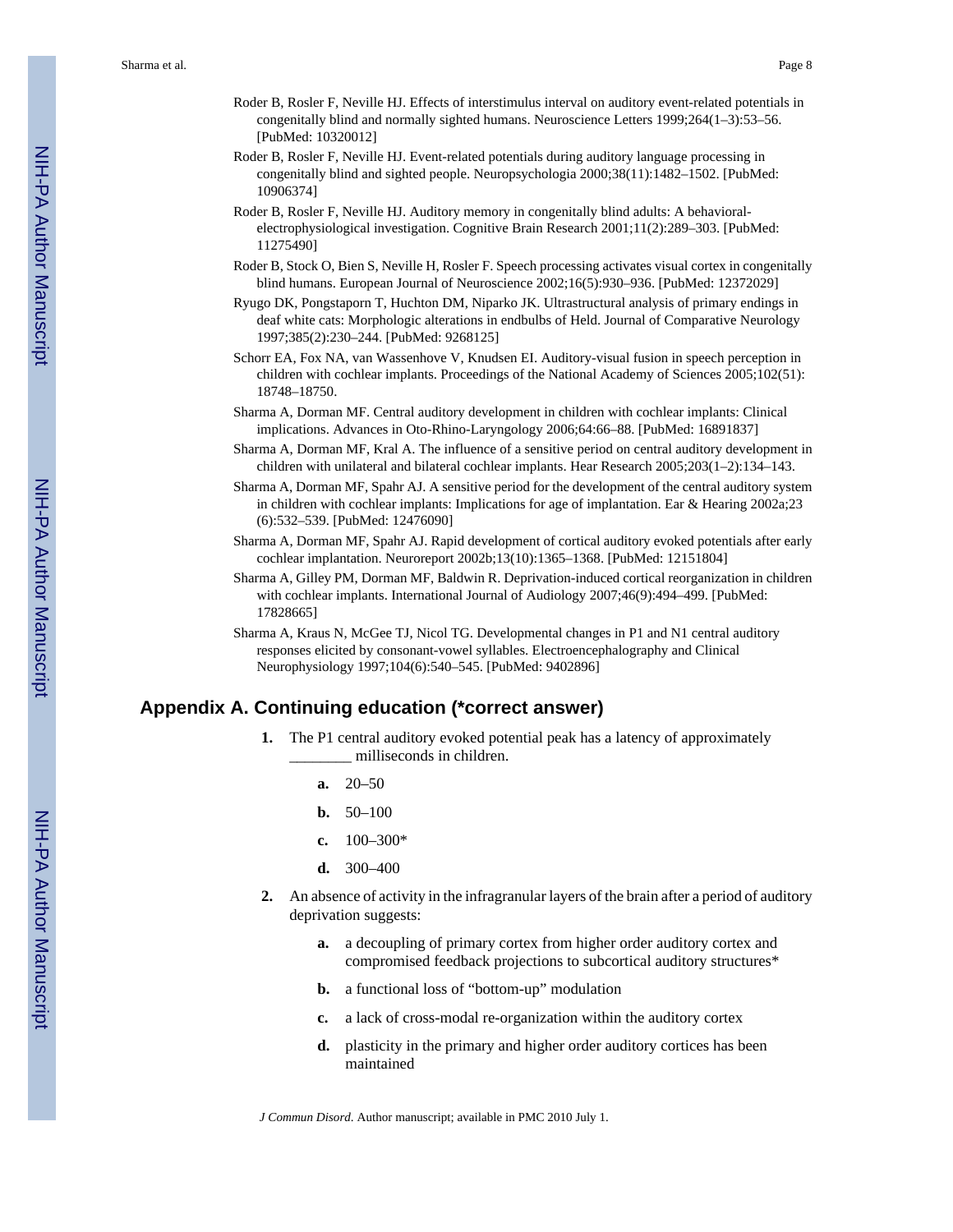Roder B, Rosler F, Neville HJ. Effects of interstimulus interval on auditory event-related potentials in congenitally blind and normally sighted humans. Neuroscience Letters 1999;264(1–3):53–56. [PubMed: 10320012]

Roder B, Rosler F, Neville HJ. Event-related potentials during auditory language processing in congenitally blind and sighted people. Neuropsychologia 2000;38(11):1482–1502. [PubMed: 10906374]

Roder B, Rosler F, Neville HJ. Auditory memory in congenitally blind adults: A behavioral-electrophysiological investigation. Cognitive Brain Research 2001;11(2):289–303. [PubMed: 11275490]

Roder B, Stock O, Bien S, Neville H, Rosler F. Speech processing activates visual cortex in congenitally blind humans. European Journal of Neuroscience 2002;16(5):930–936. [PubMed: 12372029]

Ryugo DK, Pongstaporn T, Huchton DM, Niparko JK. Ultrastructural analysis of primary endings in deaf white cats: Morphologic alterations in endbulbs of Held. Journal of Comparative Neurology 1997;385(2):230–244. [PubMed: 9268125]

Schorr EA, Fox NA, van Wassenhove V, Knudsen EI. Auditory-visual fusion in speech perception in children with cochlear implants. Proceedings of the National Academy of Sciences 2005;102(51): 18748–18750.

Sharma A, Dorman MF. Central auditory development in children with cochlear implants: Clinical implications. Advances in Oto-Rhino-Laryngology 2006;64:66–88. [PubMed: 16891837]

Sharma A, Dorman MF, Kral A. The influence of a sensitive period on central auditory development in children with unilateral and bilateral cochlear implants. Hear Research 2005;203(1–2):134–143.

Sharma A, Dorman MF, Spahr AJ. A sensitive period for the development of the central auditory system in children with cochlear implants: Implications for age of implantation. Ear & Hearing 2002a;23 (6):532–539. [PubMed: 12476090]

Sharma A, Dorman MF, Spahr AJ. Rapid development of cortical auditory evoked potentials after early cochlear implantation. Neuroreport 2002b;13(10):1365–1368. [PubMed: 12151804]

Sharma A, Gilley PM, Dorman MF, Baldwin R. Deprivation-induced cortical reorganization in children with cochlear implants. International Journal of Audiology 2007;46(9):494–499. [PubMed: 17828665]

Sharma A, Kraus N, McGee TJ, Nicol TG. Developmental changes in P1 and N1 central auditory responses elicited by consonant-vowel syllables. Electroencephalography and Clinical Neurophysiology 1997;104(6):540–545. [PubMed: 9402896]

## Appendix A. Continuing education (*correct answer)

1. The P1 central auditory evoked potential peak has a latency of approximately ________ milliseconds in children.

    a. 20–50

    b. 50–100

    c. 100–300*

    d. 300–400

2. An absence of activity in the infragranular layers of the brain after a period of auditory deprivation suggests:

    a. a decoupling of primary cortex from higher order auditory cortex and compromised feedback projections to subcortical auditory structures*

    b. a functional loss of "bottom-up" modulation

    c. a lack of cross-modal re-organization within the auditory cortex

    d. plasticity in the primary and higher order auditory cortices has been maintained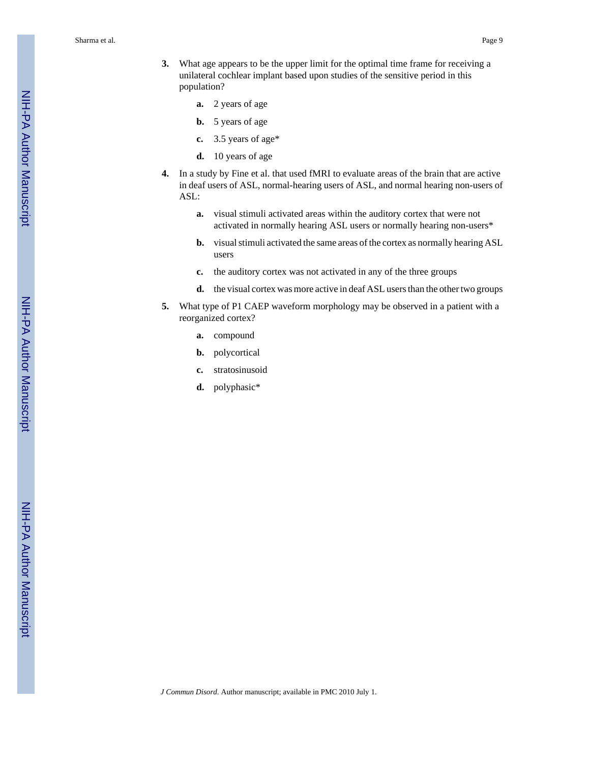3. What age appears to be the upper limit for the optimal time frame for receiving a unilateral cochlear implant based upon studies of the sensitive period in this population?

   a. 2 years of age

   b. 5 years of age

   c. 3.5 years of age*

   d. 10 years of age

4. In a study by Fine et al. that used fMRI to evaluate areas of the brain that are active in deaf users of ASL, normal-hearing users of ASL, and normal hearing non-users of ASL:

   a. visual stimuli activated areas within the auditory cortex that were not activated in normally hearing ASL users or normally hearing non-users*

   b. visual stimuli activated the same areas of the cortex as normally hearing ASL users

   c. the auditory cortex was not activated in any of the three groups

   d. the visual cortex was more active in deaf ASL users than the other two groups

5. What type of P1 CAEP waveform morphology may be observed in a patient with a reorganized cortex?

   a. compound

   b. polycortical

   c. stratosinusoid

   d. polyphasic*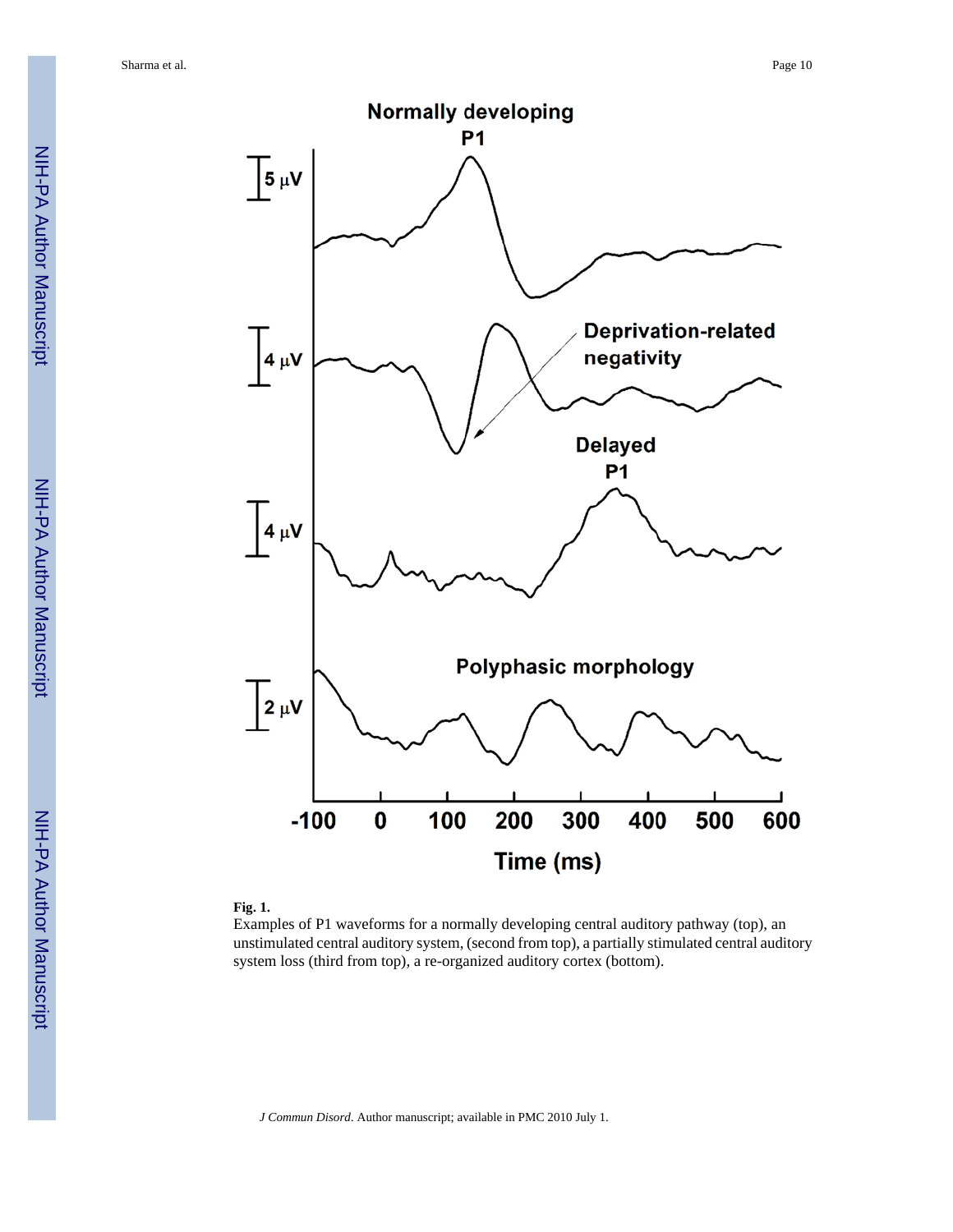**Fig. 1.**

Examples of P1 waveforms for a normally developing central auditory pathway (top), an unstimulated central auditory system, (second from top), a partially stimulated central auditory system loss (third from top), a re-organized auditory cortex (bottom).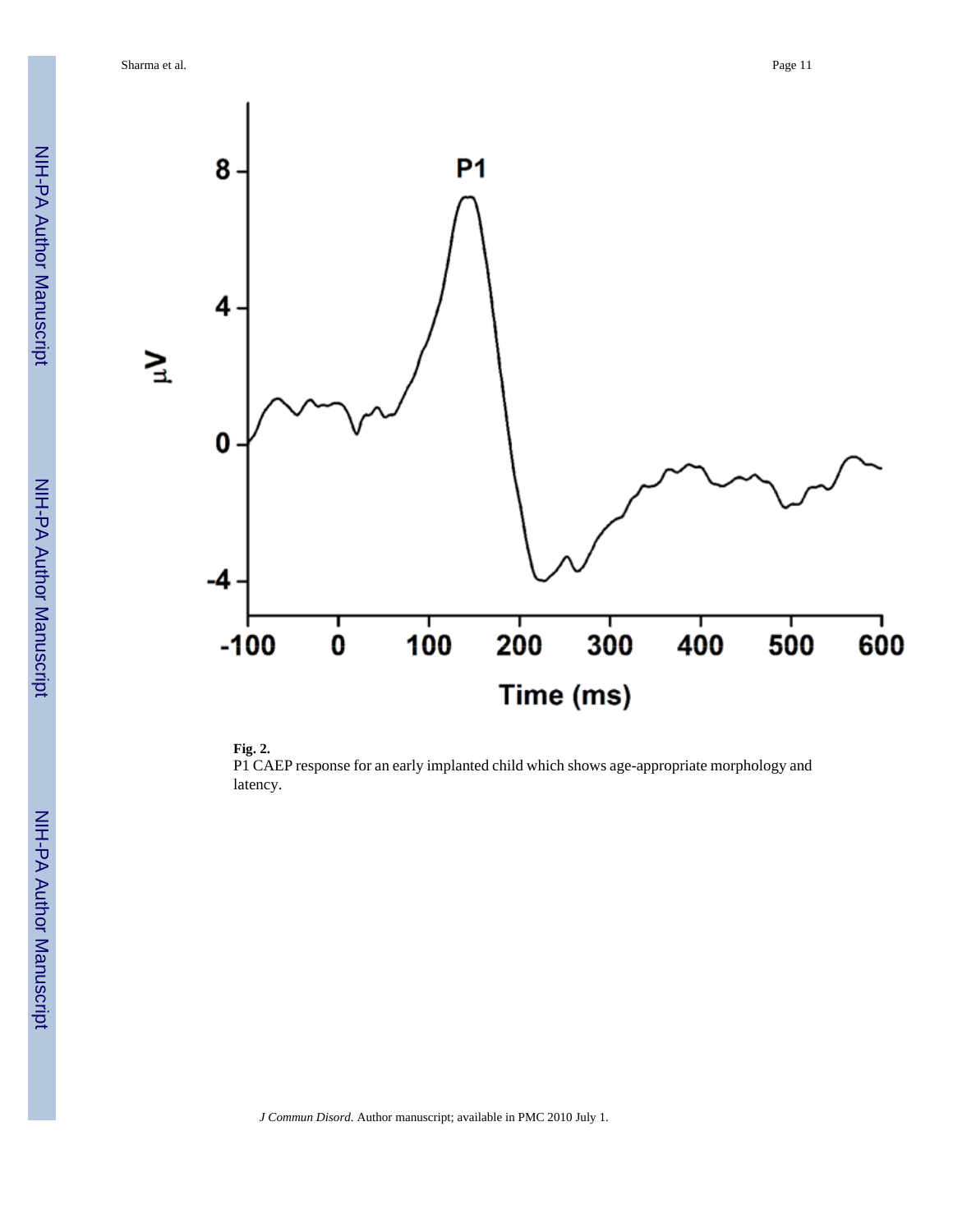**Fig. 2.**

P1 CAEP response for an early implanted child which shows age-appropriate morphology and latency.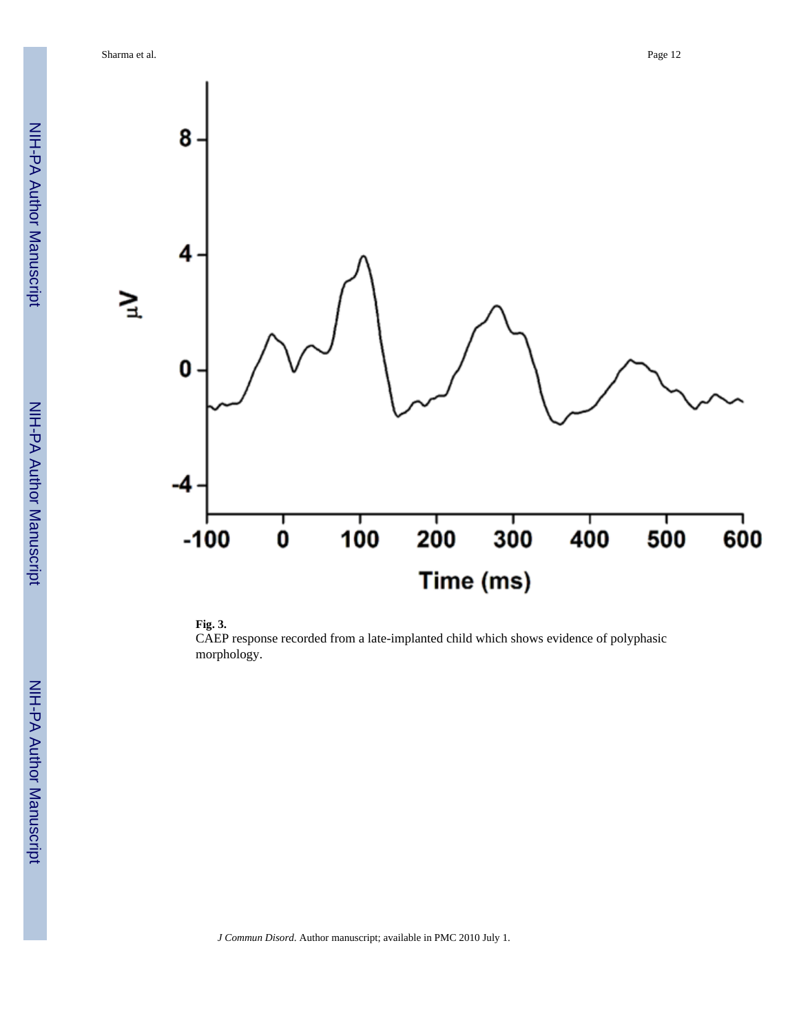μV

8

4

0

-4

-100 0 100 200 300 400 500 600

Time (ms)

**Fig. 3.**

CAEP response recorded from a late-implanted child which shows evidence of polyphasic morphology.